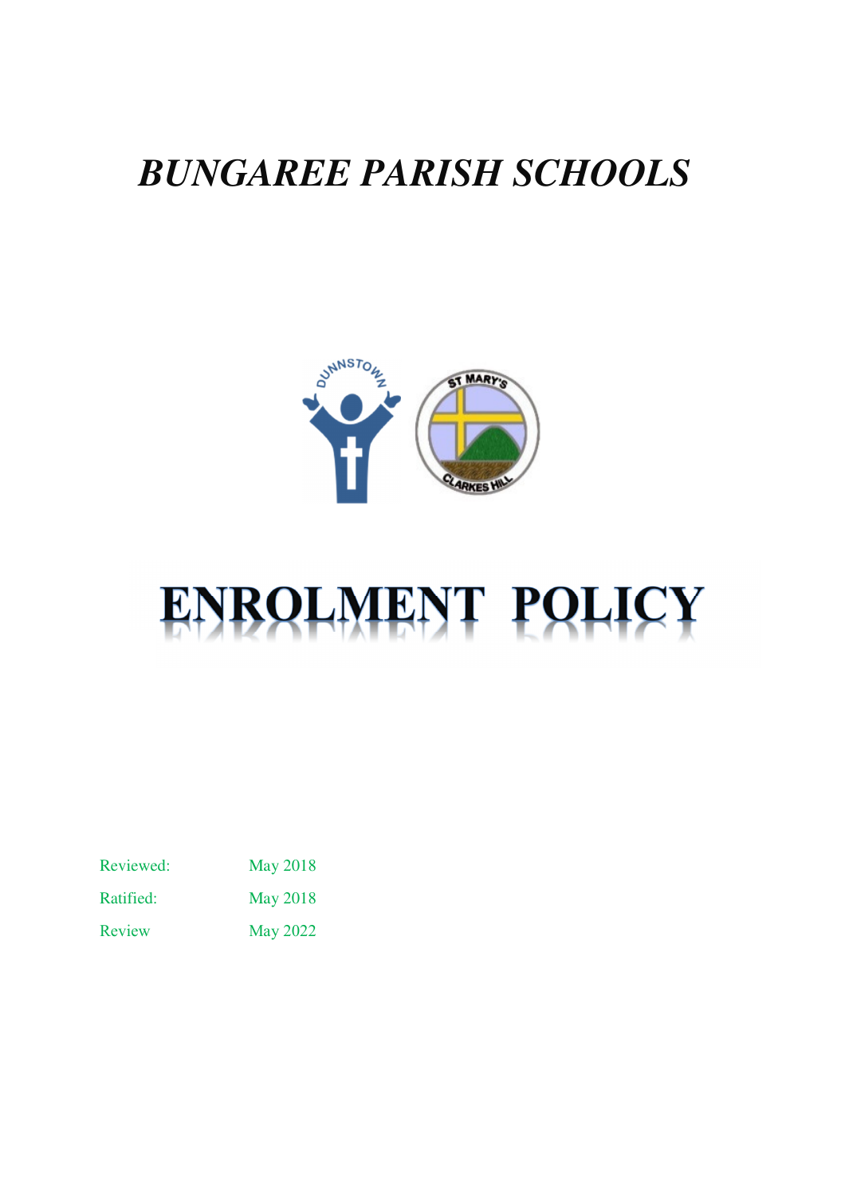# *BUNGAREE PARISH SCHOOLS*

# ENROLMENT POLICY

| | |
|---|---|
| Reviewed: | May 2018 |
| Ratified: | May 2018 |
| Review | May 2022 |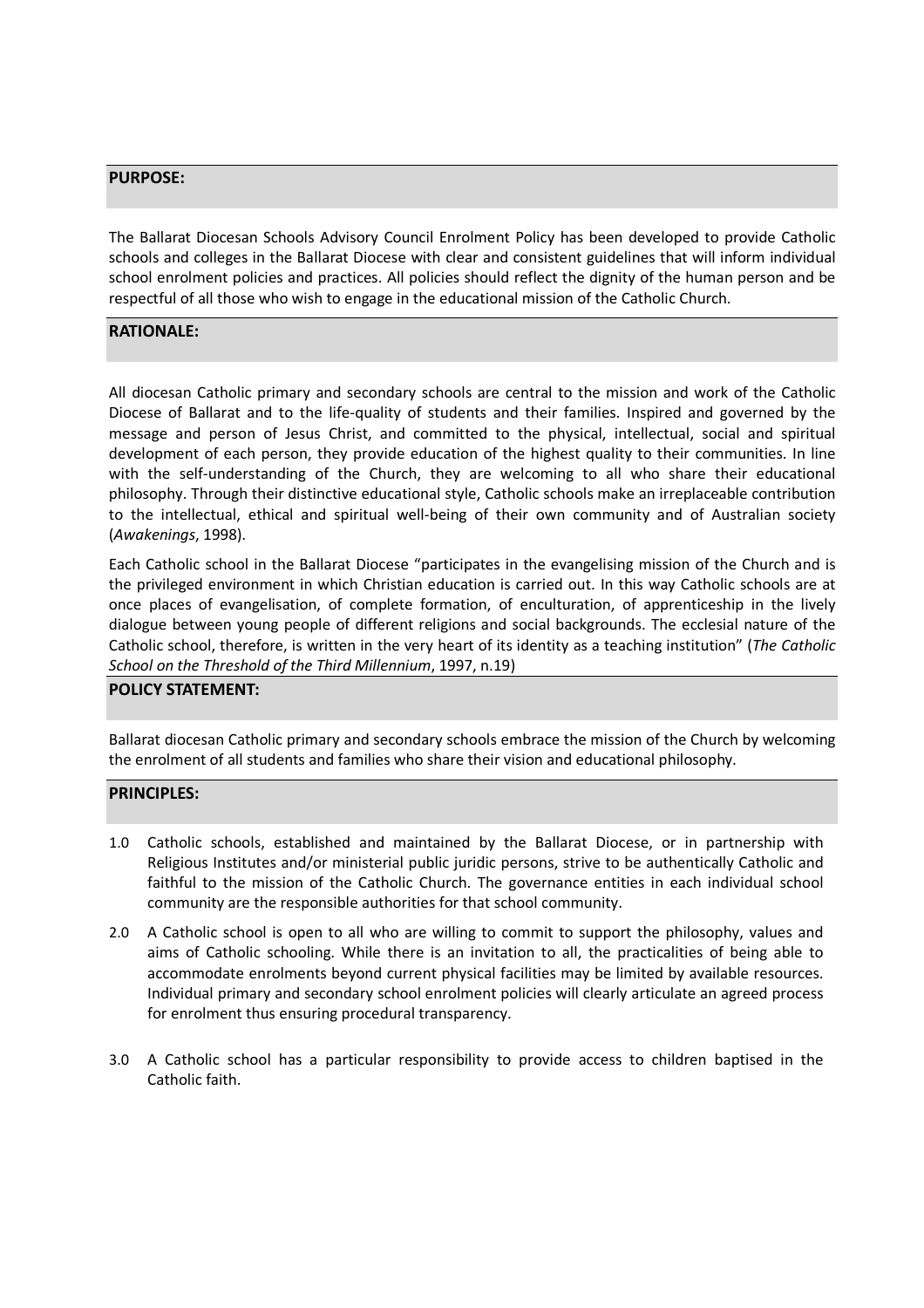## PURPOSE:

The Ballarat Diocesan Schools Advisory Council Enrolment Policy has been developed to provide Catholic schools and colleges in the Ballarat Diocese with clear and consistent guidelines that will inform individual school enrolment policies and practices. All policies should reflect the dignity of the human person and be respectful of all those who wish to engage in the educational mission of the Catholic Church.

## RATIONALE:

All diocesan Catholic primary and secondary schools are central to the mission and work of the Catholic Diocese of Ballarat and to the life-quality of students and their families. Inspired and governed by the message and person of Jesus Christ, and committed to the physical, intellectual, social and spiritual development of each person, they provide education of the highest quality to their communities. In line with the self-understanding of the Church, they are welcoming to all who share their educational philosophy. Through their distinctive educational style, Catholic schools make an irreplaceable contribution to the intellectual, ethical and spiritual well-being of their own community and of Australian society (*Awakenings*, 1998).

Each Catholic school in the Ballarat Diocese "participates in the evangelising mission of the Church and is the privileged environment in which Christian education is carried out. In this way Catholic schools are at once places of evangelisation, of complete formation, of enculturation, of apprenticeship in the lively dialogue between young people of different religions and social backgrounds. The ecclesial nature of the Catholic school, therefore, is written in the very heart of its identity as a teaching institution" (*The Catholic School on the Threshold of the Third Millennium*, 1997, n.19)

## POLICY STATEMENT:

Ballarat diocesan Catholic primary and secondary schools embrace the mission of the Church by welcoming the enrolment of all students and families who share their vision and educational philosophy.

## PRINCIPLES:

1.0 Catholic schools, established and maintained by the Ballarat Diocese, or in partnership with Religious Institutes and/or ministerial public juridic persons, strive to be authentically Catholic and faithful to the mission of the Catholic Church. The governance entities in each individual school community are the responsible authorities for that school community.

2.0 A Catholic school is open to all who are willing to commit to support the philosophy, values and aims of Catholic schooling. While there is an invitation to all, the practicalities of being able to accommodate enrolments beyond current physical facilities may be limited by available resources. Individual primary and secondary school enrolment policies will clearly articulate an agreed process for enrolment thus ensuring procedural transparency.

3.0 A Catholic school has a particular responsibility to provide access to children baptised in the Catholic faith.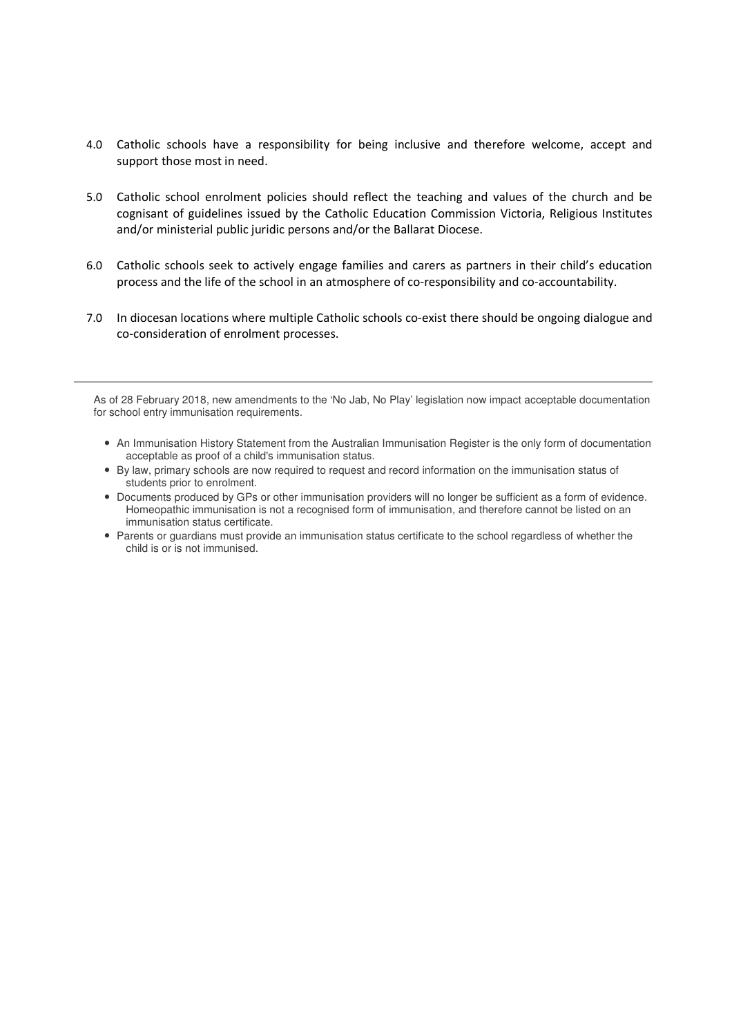4.0 Catholic schools have a responsibility for being inclusive and therefore welcome, accept and support those most in need.

5.0 Catholic school enrolment policies should reflect the teaching and values of the church and be cognisant of guidelines issued by the Catholic Education Commission Victoria, Religious Institutes and/or ministerial public juridic persons and/or the Ballarat Diocese.

6.0 Catholic schools seek to actively engage families and carers as partners in their child's education process and the life of the school in an atmosphere of co-responsibility and co-accountability.

7.0 In diocesan locations where multiple Catholic schools co-exist there should be ongoing dialogue and co-consideration of enrolment processes.

---

As of 28 February 2018, new amendments to the 'No Jab, No Play' legislation now impact acceptable documentation for school entry immunisation requirements.

- An Immunisation History Statement from the Australian Immunisation Register is the only form of documentation acceptable as proof of a child's immunisation status.
- By law, primary schools are now required to request and record information on the immunisation status of students prior to enrolment.
- Documents produced by GPs or other immunisation providers will no longer be sufficient as a form of evidence. Homeopathic immunisation is not a recognised form of immunisation, and therefore cannot be listed on an immunisation status certificate.
- Parents or guardians must provide an immunisation status certificate to the school regardless of whether the child is or is not immunised.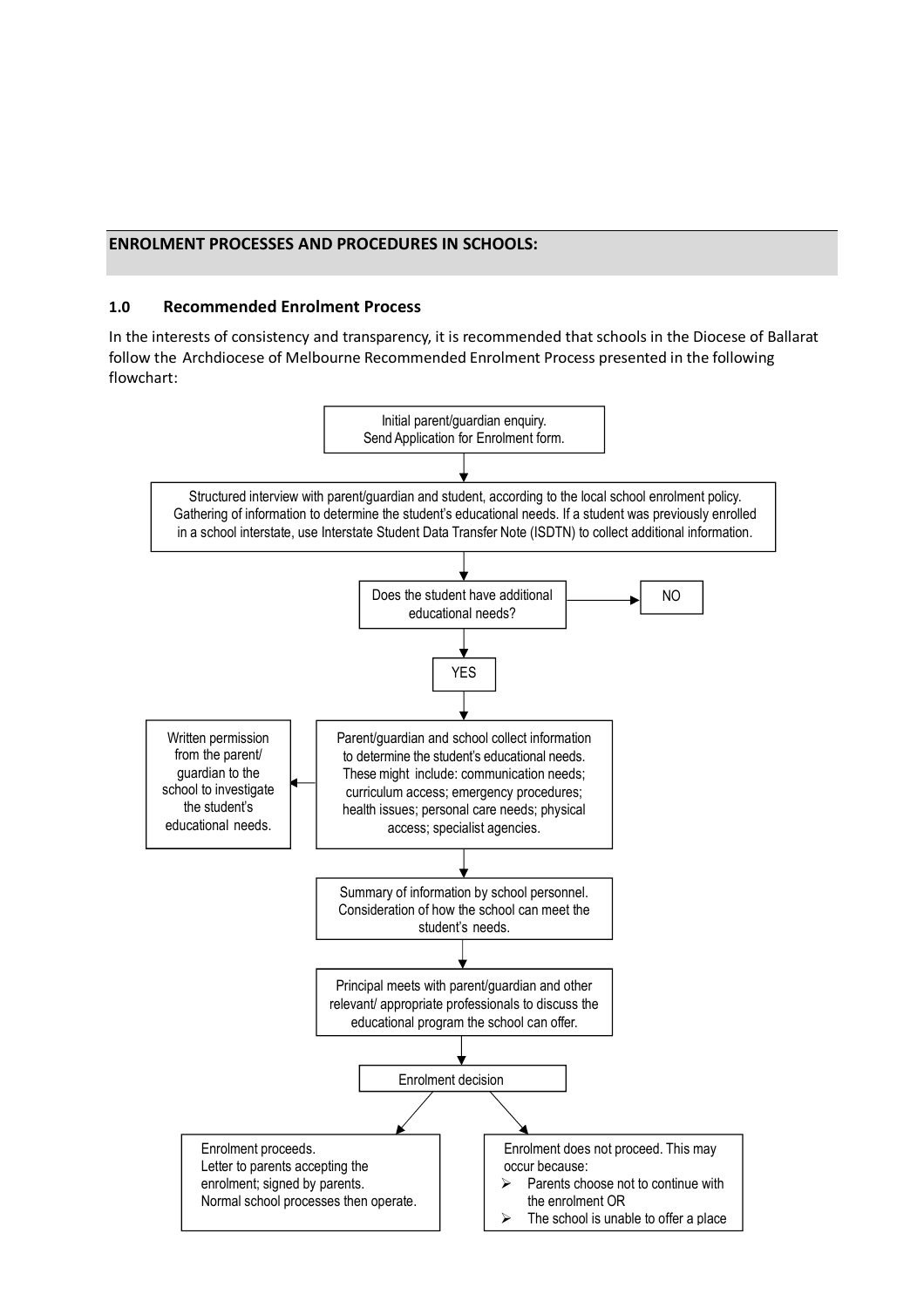## ENROLMENT PROCESSES AND PROCEDURES IN SCHOOLS:

### 1.0 Recommended Enrolment Process

In the interests of consistency and transparency, it is recommended that schools in the Diocese of Ballarat follow the Archdiocese of Melbourne Recommended Enrolment Process presented in the following flowchart:

Initial parent/guardian enquiry.
Send Application for Enrolment form.

↓

Structured interview with parent/guardian and student, according to the local school enrolment policy. Gathering of information to determine the student's educational needs. If a student was previously enrolled in a school interstate, use Interstate Student Data Transfer Note (ISDTN) to collect additional information.

↓

Does the student have additional educational needs? → NO

↓

YES

↓

Parent/guardian and school collect information to determine the student's educational needs. These might include: communication needs; curriculum access; emergency procedures; health issues; personal care needs; physical access; specialist agencies. → Written permission from the parent/ guardian to the school to investigate the student's educational needs.

↓

Summary of information by school personnel. Consideration of how the school can meet the student's needs.

↓

Principal meets with parent/guardian and other relevant/ appropriate professionals to discuss the educational program the school can offer.

↓

Enrolment decision

↓

Enrolment proceeds.
Letter to parents accepting the enrolment; signed by parents.
Normal school processes then operate.

Enrolment does not proceed. This may occur because:

- Parents choose not to continue with the enrolment OR
- The school is unable to offer a place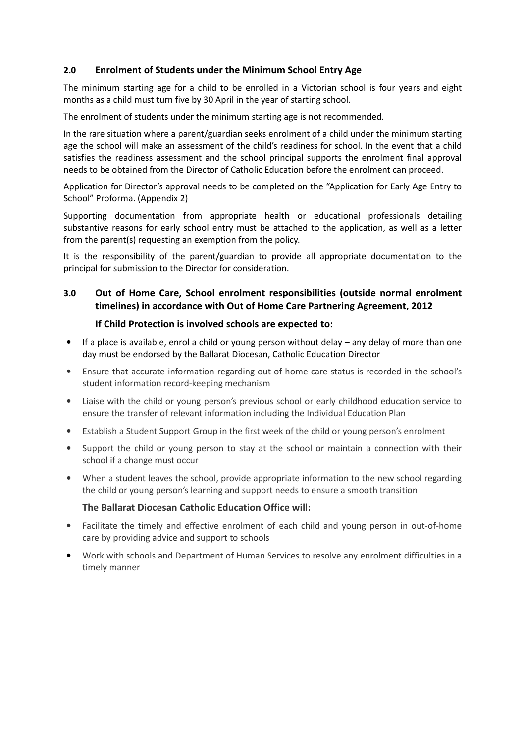## 2.0 Enrolment of Students under the Minimum School Entry Age

The minimum starting age for a child to be enrolled in a Victorian school is four years and eight months as a child must turn five by 30 April in the year of starting school.

The enrolment of students under the minimum starting age is not recommended.

In the rare situation where a parent/guardian seeks enrolment of a child under the minimum starting age the school will make an assessment of the child's readiness for school. In the event that a child satisfies the readiness assessment and the school principal supports the enrolment final approval needs to be obtained from the Director of Catholic Education before the enrolment can proceed.

Application for Director's approval needs to be completed on the "Application for Early Age Entry to School" Proforma. (Appendix 2)

Supporting documentation from appropriate health or educational professionals detailing substantive reasons for early school entry must be attached to the application, as well as a letter from the parent(s) requesting an exemption from the policy.

It is the responsibility of the parent/guardian to provide all appropriate documentation to the principal for submission to the Director for consideration.

## 3.0 Out of Home Care, School enrolment responsibilities (outside normal enrolment timelines) in accordance with Out of Home Care Partnering Agreement, 2012

### If Child Protection is involved schools are expected to:

- If a place is available, enrol a child or young person without delay – any delay of more than one day must be endorsed by the Ballarat Diocesan, Catholic Education Director
- Ensure that accurate information regarding out-of-home care status is recorded in the school's student information record-keeping mechanism
- Liaise with the child or young person's previous school or early childhood education service to ensure the transfer of relevant information including the Individual Education Plan
- Establish a Student Support Group in the first week of the child or young person's enrolment
- Support the child or young person to stay at the school or maintain a connection with their school if a change must occur
- When a student leaves the school, provide appropriate information to the new school regarding the child or young person's learning and support needs to ensure a smooth transition

### The Ballarat Diocesan Catholic Education Office will:

- Facilitate the timely and effective enrolment of each child and young person in out-of-home care by providing advice and support to schools
- Work with schools and Department of Human Services to resolve any enrolment difficulties in a timely manner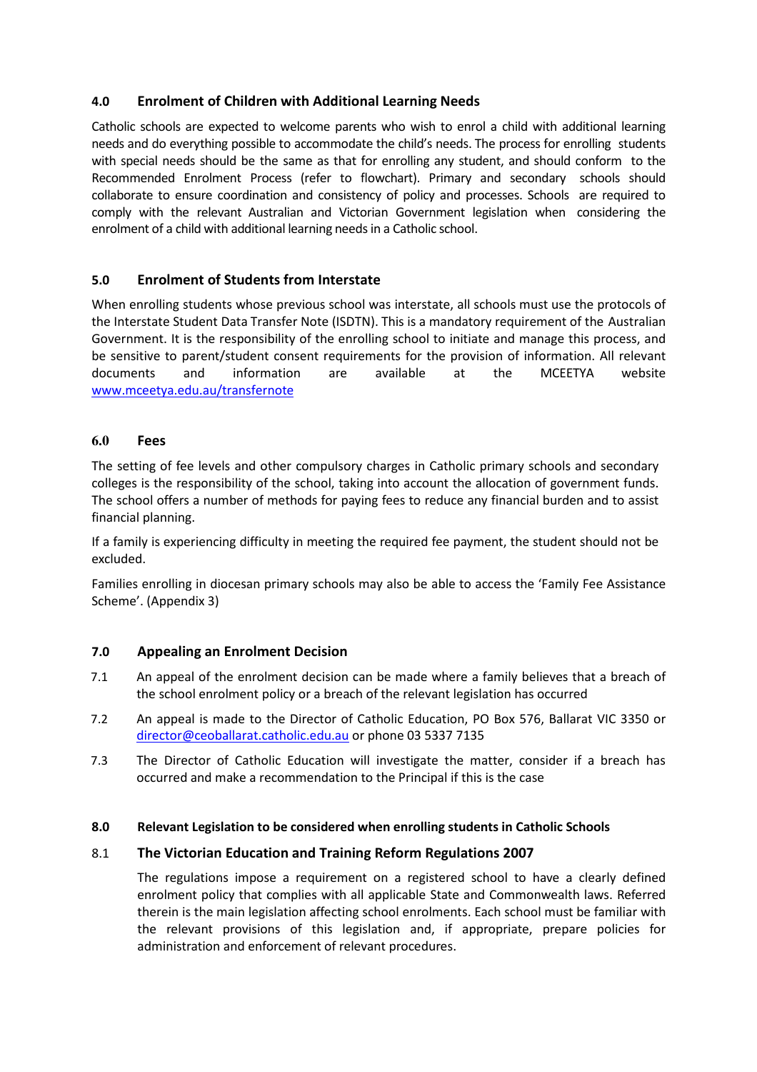## 4.0 Enrolment of Children with Additional Learning Needs

Catholic schools are expected to welcome parents who wish to enrol a child with additional learning needs and do everything possible to accommodate the child's needs. The process for enrolling students with special needs should be the same as that for enrolling any student, and should conform to the Recommended Enrolment Process (refer to flowchart). Primary and secondary schools should collaborate to ensure coordination and consistency of policy and processes. Schools are required to comply with the relevant Australian and Victorian Government legislation when considering the enrolment of a child with additional learning needs in a Catholic school.

## 5.0 Enrolment of Students from Interstate

When enrolling students whose previous school was interstate, all schools must use the protocols of the Interstate Student Data Transfer Note (ISDTN). This is a mandatory requirement of the Australian Government. It is the responsibility of the enrolling school to initiate and manage this process, and be sensitive to parent/student consent requirements for the provision of information. All relevant documents and information are available at the MCEETYA website [www.mceetya.edu.au/transfernote](http://www.mceetya.edu.au/transfernote)

## 6.0 Fees

The setting of fee levels and other compulsory charges in Catholic primary schools and secondary colleges is the responsibility of the school, taking into account the allocation of government funds. The school offers a number of methods for paying fees to reduce any financial burden and to assist financial planning.

If a family is experiencing difficulty in meeting the required fee payment, the student should not be excluded.

Families enrolling in diocesan primary schools may also be able to access the 'Family Fee Assistance Scheme'. (Appendix 3)

## 7.0 Appealing an Enrolment Decision

7.1 An appeal of the enrolment decision can be made where a family believes that a breach of the school enrolment policy or a breach of the relevant legislation has occurred

7.2 An appeal is made to the Director of Catholic Education, PO Box 576, Ballarat VIC 3350 or [director@ceoballarat.catholic.edu.au](mailto:director@ceoballarat.catholic.edu.au) or phone 03 5337 7135

7.3 The Director of Catholic Education will investigate the matter, consider if a breach has occurred and make a recommendation to the Principal if this is the case

## 8.0 Relevant Legislation to be considered when enrolling students in Catholic Schools

### 8.1 The Victorian Education and Training Reform Regulations 2007

The regulations impose a requirement on a registered school to have a clearly defined enrolment policy that complies with all applicable State and Commonwealth laws. Referred therein is the main legislation affecting school enrolments. Each school must be familiar with the relevant provisions of this legislation and, if appropriate, prepare policies for administration and enforcement of relevant procedures.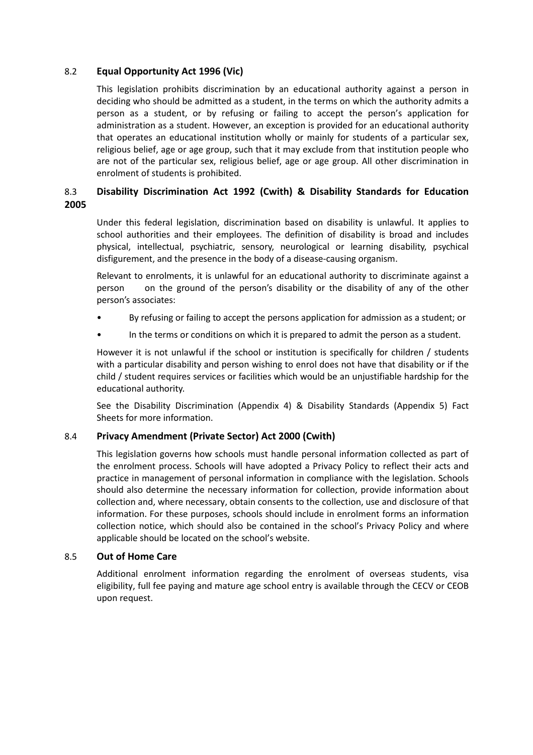### 8.2 Equal Opportunity Act 1996 (Vic)

This legislation prohibits discrimination by an educational authority against a person in deciding who should be admitted as a student, in the terms on which the authority admits a person as a student, or by refusing or failing to accept the person's application for administration as a student. However, an exception is provided for an educational authority that operates an educational institution wholly or mainly for students of a particular sex, religious belief, age or age group, such that it may exclude from that institution people who are not of the particular sex, religious belief, age or age group. All other discrimination in enrolment of students is prohibited.

### 8.3 Disability Discrimination Act 1992 (Cwith) & Disability Standards for Education 2005

Under this federal legislation, discrimination based on disability is unlawful. It applies to school authorities and their employees. The definition of disability is broad and includes physical, intellectual, psychiatric, sensory, neurological or learning disability, psychical disfigurement, and the presence in the body of a disease-causing organism.

Relevant to enrolments, it is unlawful for an educational authority to discriminate against a person on the ground of the person's disability or the disability of any of the other person's associates:

- By refusing or failing to accept the persons application for admission as a student; or
- In the terms or conditions on which it is prepared to admit the person as a student.

However it is not unlawful if the school or institution is specifically for children / students with a particular disability and person wishing to enrol does not have that disability or if the child / student requires services or facilities which would be an unjustifiable hardship for the educational authority.

See the Disability Discrimination (Appendix 4) & Disability Standards (Appendix 5) Fact Sheets for more information.

### 8.4 Privacy Amendment (Private Sector) Act 2000 (Cwith)

This legislation governs how schools must handle personal information collected as part of the enrolment process. Schools will have adopted a Privacy Policy to reflect their acts and practice in management of personal information in compliance with the legislation. Schools should also determine the necessary information for collection, provide information about collection and, where necessary, obtain consents to the collection, use and disclosure of that information. For these purposes, schools should include in enrolment forms an information collection notice, which should also be contained in the school's Privacy Policy and where applicable should be located on the school's website.

### 8.5 Out of Home Care

Additional enrolment information regarding the enrolment of overseas students, visa eligibility, full fee paying and mature age school entry is available through the CECV or CEOB upon request.